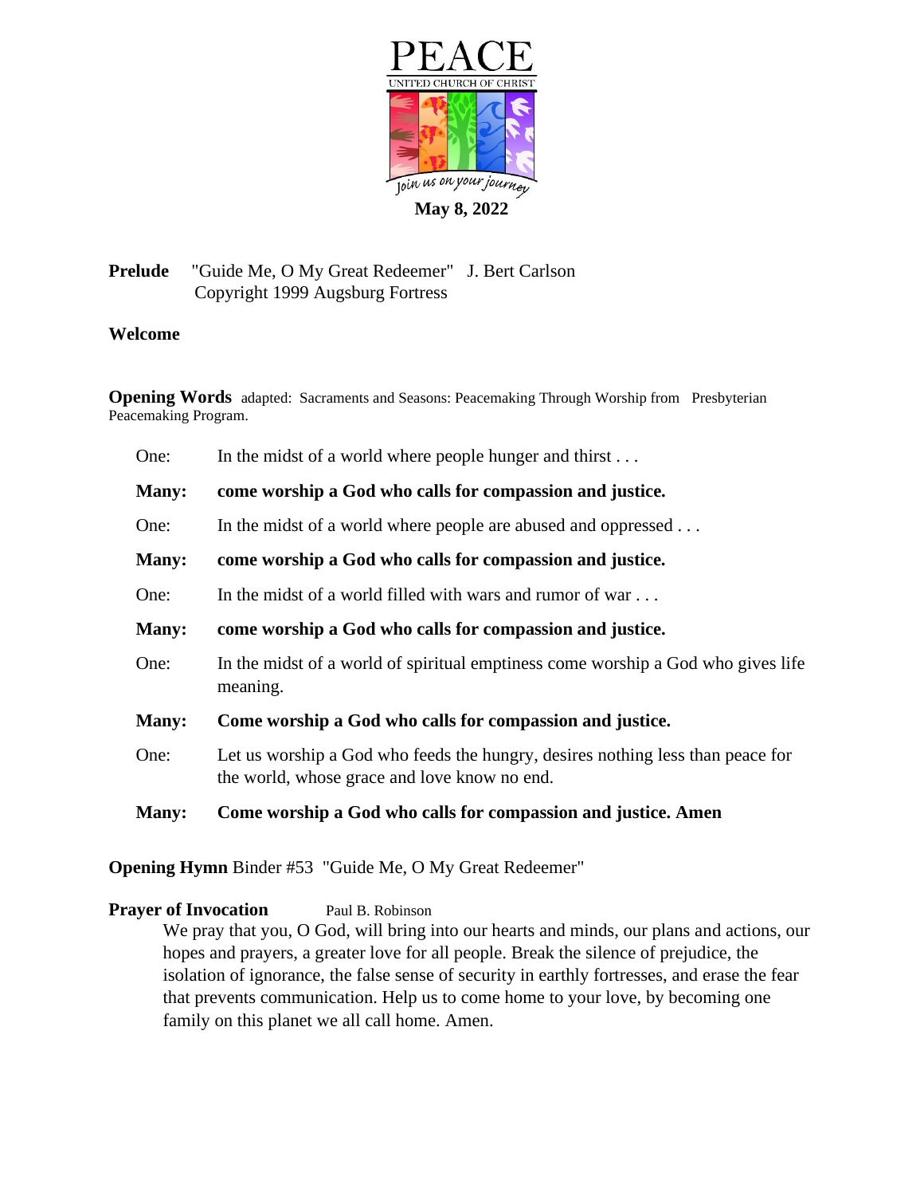# PEACE

UNITED CHURCH OF CHRIST

*Join us on your journey*

**May 8, 2022**

**Prelude** "Guide Me, O My Great Redeemer" J. Bert Carlson
Copyright 1999 Augsburg Fortress

**Welcome**

**Opening Words** adapted: Sacraments and Seasons: Peacemaking Through Worship from Presbyterian Peacemaking Program.

One: In the midst of a world where people hunger and thirst . . .

**Many: come worship a God who calls for compassion and justice.**

One: In the midst of a world where people are abused and oppressed . . .

**Many: come worship a God who calls for compassion and justice.**

One: In the midst of a world filled with wars and rumor of war . . .

**Many: come worship a God who calls for compassion and justice.**

One: In the midst of a world of spiritual emptiness come worship a God who gives life meaning.

**Many: Come worship a God who calls for compassion and justice.**

One: Let us worship a God who feeds the hungry, desires nothing less than peace for the world, whose grace and love know no end.

**Many: Come worship a God who calls for compassion and justice. Amen**

**Opening Hymn** Binder #53 "Guide Me, O My Great Redeemer"

**Prayer of Invocation** Paul B. Robinson

We pray that you, O God, will bring into our hearts and minds, our plans and actions, our hopes and prayers, a greater love for all people. Break the silence of prejudice, the isolation of ignorance, the false sense of security in earthly fortresses, and erase the fear that prevents communication. Help us to come home to your love, by becoming one family on this planet we all call home. Amen.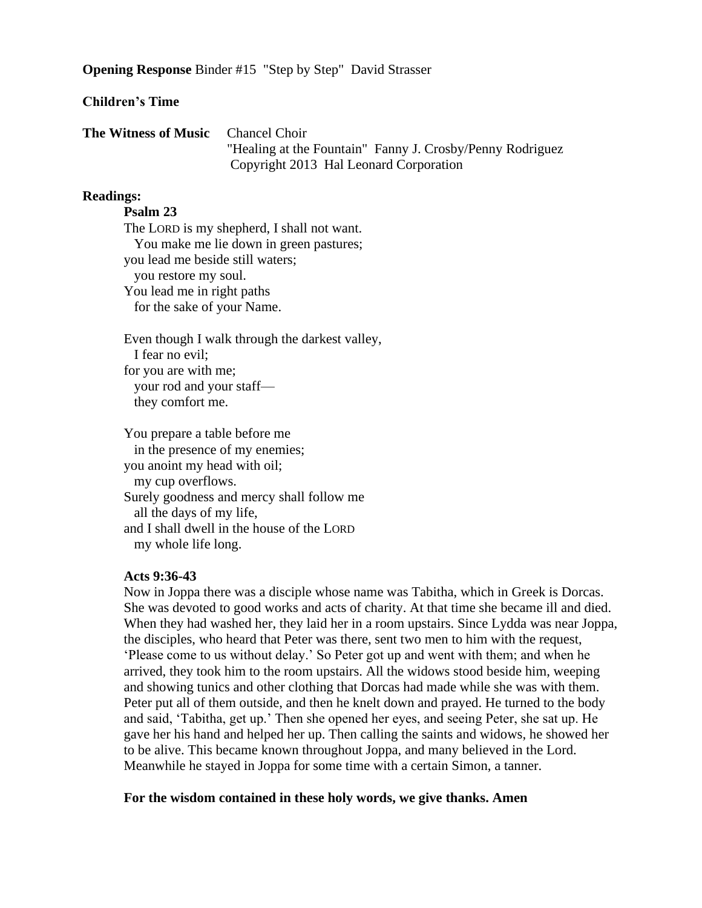**Opening Response** Binder #15 "Step by Step" David Strasser

**Children's Time**

**The Witness of Music** Chancel Choir
"Healing at the Fountain" Fanny J. Crosby/Penny Rodriguez
Copyright 2013 Hal Leonard Corporation

**Readings:**

**Psalm 23**

The LORD is my shepherd, I shall not want.
  You make me lie down in green pastures;
you lead me beside still waters;
  you restore my soul.
You lead me in right paths
  for the sake of your Name.

Even though I walk through the darkest valley,
  I fear no evil;
for you are with me;
  your rod and your staff—
  they comfort me.

You prepare a table before me
  in the presence of my enemies;
you anoint my head with oil;
  my cup overflows.
Surely goodness and mercy shall follow me
  all the days of my life,
and I shall dwell in the house of the LORD
  my whole life long.

**Acts 9:36-43**

Now in Joppa there was a disciple whose name was Tabitha, which in Greek is Dorcas. She was devoted to good works and acts of charity. At that time she became ill and died. When they had washed her, they laid her in a room upstairs. Since Lydda was near Joppa, the disciples, who heard that Peter was there, sent two men to him with the request, 'Please come to us without delay.' So Peter got up and went with them; and when he arrived, they took him to the room upstairs. All the widows stood beside him, weeping and showing tunics and other clothing that Dorcas had made while she was with them. Peter put all of them outside, and then he knelt down and prayed. He turned to the body and said, 'Tabitha, get up.' Then she opened her eyes, and seeing Peter, she sat up. He gave her his hand and helped her up. Then calling the saints and widows, he showed her to be alive. This became known throughout Joppa, and many believed in the Lord. Meanwhile he stayed in Joppa for some time with a certain Simon, a tanner.

**For the wisdom contained in these holy words, we give thanks. Amen**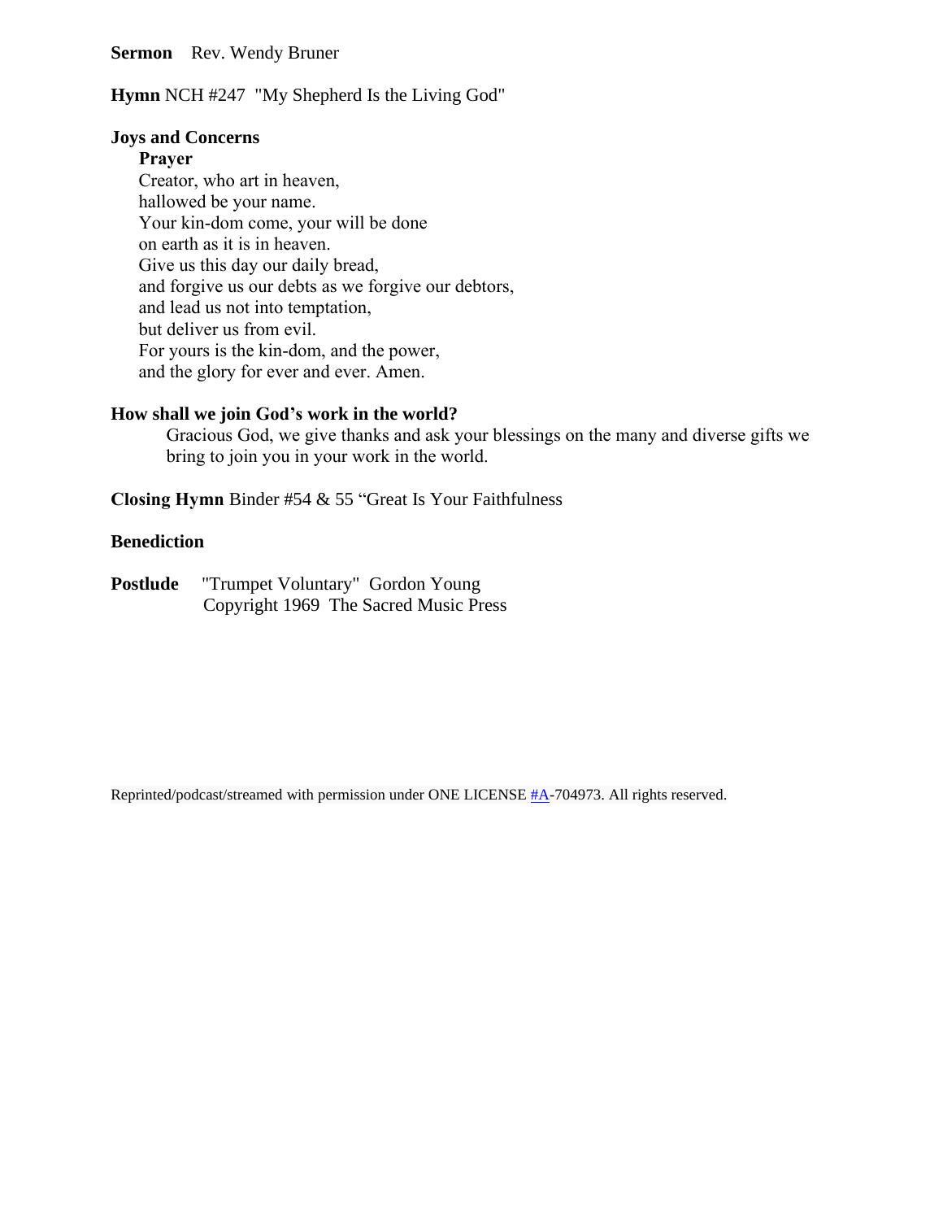**Sermon** Rev. Wendy Bruner

**Hymn** NCH #247 "My Shepherd Is the Living God"

**Joys and Concerns**

**Prayer**

Creator, who art in heaven,
hallowed be your name.
Your kin-dom come, your will be done
on earth as it is in heaven.
Give us this day our daily bread,
and forgive us our debts as we forgive our debtors,
and lead us not into temptation,
but deliver us from evil.
For yours is the kin-dom, and the power,
and the glory for ever and ever. Amen.

**How shall we join God's work in the world?**

Gracious God, we give thanks and ask your blessings on the many and diverse gifts we bring to join you in your work in the world.

**Closing Hymn** Binder #54 & 55 "Great Is Your Faithfulness

**Benediction**

**Postlude** "Trumpet Voluntary" Gordon Young
Copyright 1969 The Sacred Music Press

Reprinted/podcast/streamed with permission under ONE LICENSE #A-704973. All rights reserved.